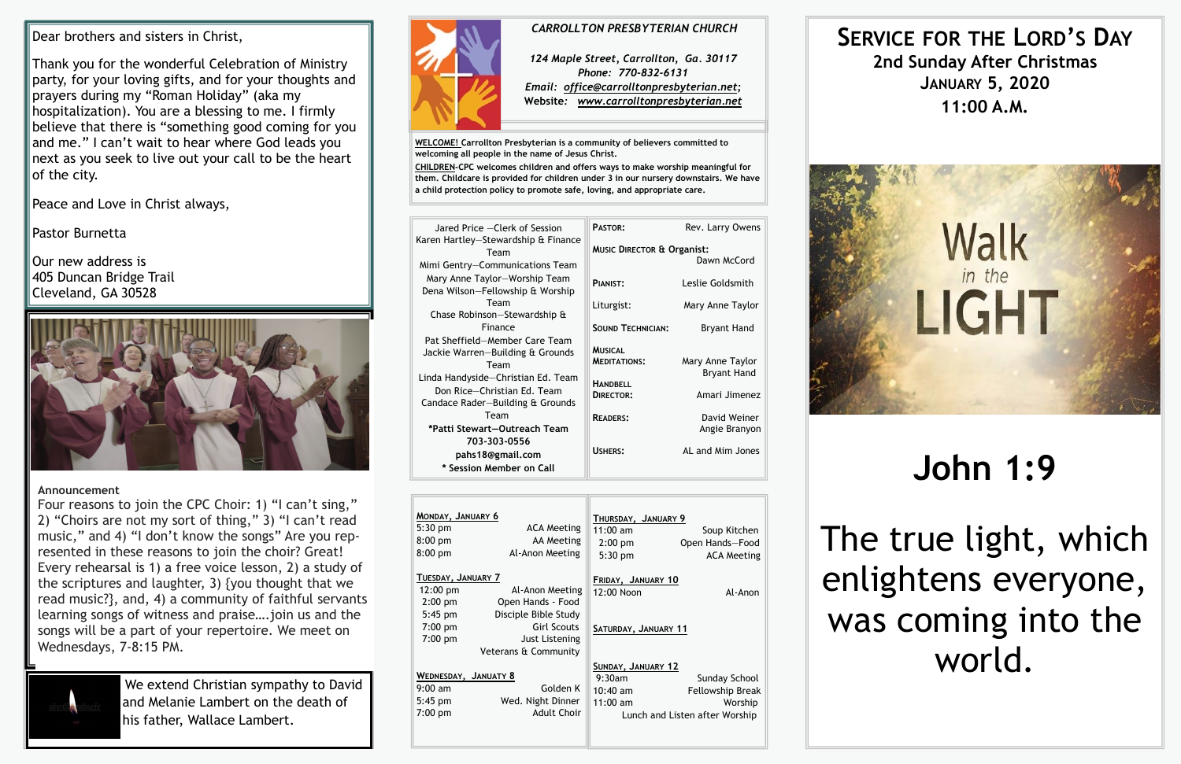Dear brothers and sisters in Christ,

Thank you for the wonderful Celebration of Ministry party, for your loving gifts, and for your thoughts and prayers during my "Roman Holiday" (aka my hospitalization). You are a blessing to me. I firmly believe that there is "something good coming for you and me." I can't wait to hear where God leads you next as you seek to live out your call to be the heart of the city.

Peace and Love in Christ always,

Pastor Burnetta

Our new address is
405 Duncan Bridge Trail
Cleveland, GA 30528

**Announcement**

Four reasons to join the CPC Choir: 1) "I can't sing," 2) "Choirs are not my sort of thing," 3) "I can't read music," and 4) "I don't know the songs" Are you represented in these reasons to join the choir? Great! Every rehearsal is 1) a free voice lesson, 2) a study of the scriptures and laughter, 3) {you thought that we read music?}, and, 4) a community of faithful servants learning songs of witness and praise….join us and the songs will be a part of your repertoire. We meet on Wednesdays, 7-8:15 PM.

We extend Christian sympathy to David and Melanie Lambert on the death of his father, Wallace Lambert.

***CARROLLTON PRESBYTERIAN CHURCH***

*124 Maple Street, Carrollton, Ga. 30117*
*Phone: 770-832-6131*
*Email: office@carrolltonpresbyterian.net;*
*Website: www.carrolltonpresbyterian.net*

**WELCOME! Carrollton Presbyterian is a community of believers committed to welcoming all people in the name of Jesus Christ.**

**CHILDREN-CPC welcomes children and offers ways to make worship meaningful for them. Childcare is provided for children under 3 in our nursery downstairs. We have a child protection policy to promote safe, loving, and appropriate care.**

Jared Price —Clerk of Session
Karen Hartley—Stewardship & Finance Team
Mimi Gentry—Communications Team
Mary Anne Taylor—Worship Team
Dena Wilson—Fellowship & Worship Team
Chase Robinson—Stewardship & Finance
Pat Sheffield—Member Care Team
Jackie Warren—Building & Grounds Team
Linda Handyside—Christian Ed. Team
Don Rice—Christian Ed. Team
Candace Rader—Building & Grounds Team
**\*Patti Stewart—Outreach Team**
**703-303-0556**
**pahs18@gmail.com**
**\* Session Member on Call**

| | |
|---|---|
| **Pastor:** | Rev. Larry Owens |
| **Music Director & Organist:** | Dawn McCord |
| **Pianist:** | Leslie Goldsmith |
| Liturgist: | Mary Anne Taylor |
| **Sound Technician:** | Bryant Hand |
| **Musical Meditations:** | Mary Anne Taylor, Bryant Hand |
| **Handbell Director:** | Amari Jimenez |
| **Readers:** | David Weiner, Angie Branyon |
| **Ushers:** | AL and Mim Jones |

**Monday, January 6**
- 5:30 pm — ACA Meeting
- 8:00 pm — AA Meeting
- 8:00 pm — Al-Anon Meeting

**Tuesday, January 7**
- 12:00 pm — Al-Anon Meeting
- 2:00 pm — Open Hands - Food
- 5:45 pm — Disciple Bible Study
- 7:00 pm — Girl Scouts
- 7:00 pm — Just Listening, Veterans & Community

**Wednesday, Januaty 8**
- 9:00 am — Golden K
- 5:45 pm — Wed. Night Dinner
- 7:00 pm — Adult Choir

**Thursday, January 9**
- 11:00 am — Soup Kitchen
- 2:00 pm — Open Hands—Food
- 5:30 pm — ACA Meeting

**Friday, January 10**
- 12:00 Noon — Al-Anon

**Saturday, January 11**

**Sunday, January 12**
- 9:30am — Sunday School
- 10:40 am — Fellowship Break
- 11:00 am — Worship
- Lunch and Listen after Worship

# Service for the Lord's Day
## 2nd Sunday After Christmas
## January 5, 2020
## 11:00 A.M.

Walk in the LIGHT

# John 1:9

The true light, which enlightens everyone, was coming into the world.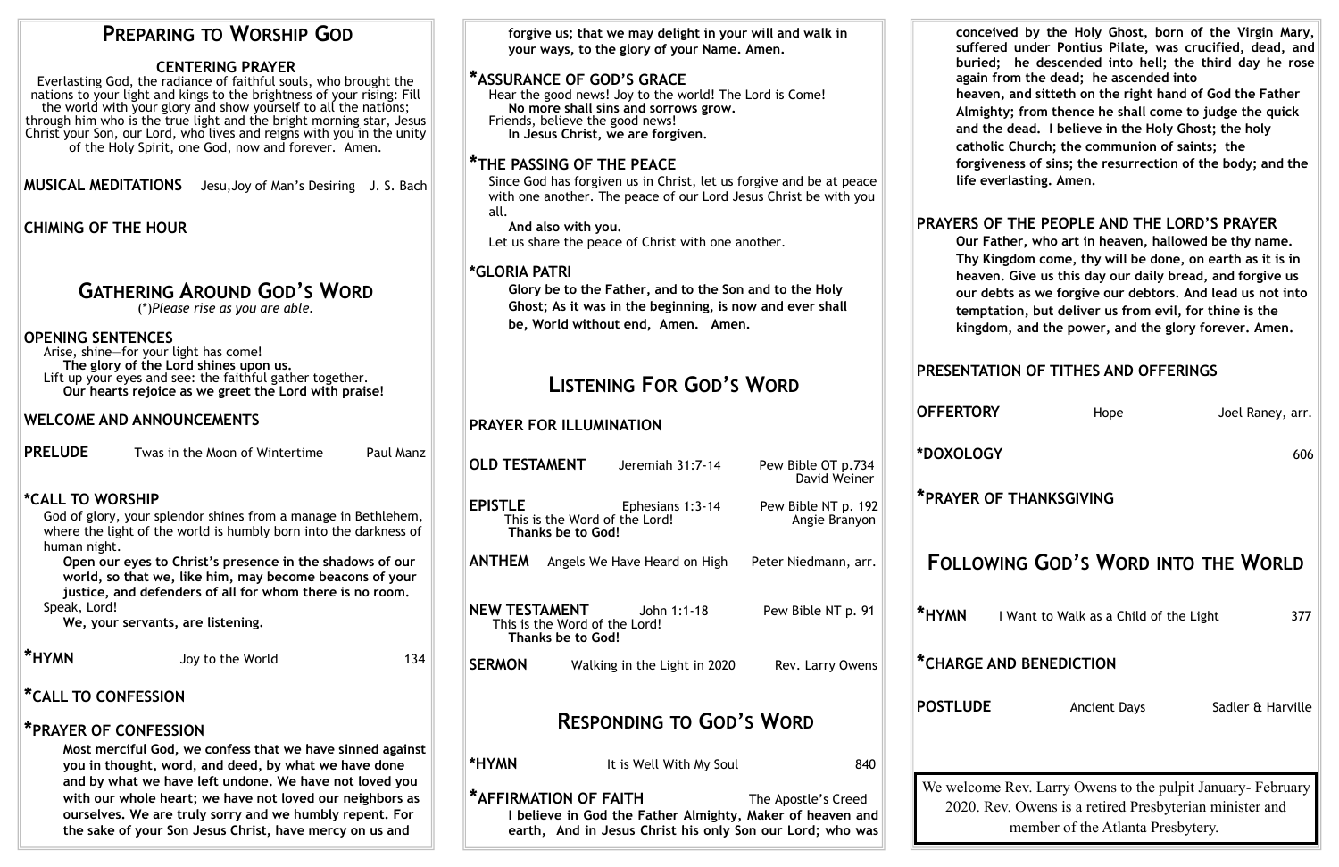# PREPARING TO WORSHIP GOD

### CENTERING PRAYER

Everlasting God, the radiance of faithful souls, who brought the nations to your light and kings to the brightness of your rising: Fill the world with your glory and show yourself to all the nations; through him who is the true light and the bright morning star, Jesus Christ your Son, our Lord, who lives and reigns with you in the unity of the Holy Spirit, one God, now and forever. Amen.

**MUSICAL MEDITATIONS** Jesu,Joy of Man's Desiring J. S. Bach

**CHIMING OF THE HOUR**

# GATHERING AROUND GOD'S WORD

*(\*)Please rise as you are able.*

**OPENING SENTENCES**

Arise, shine—for your light has come!
**The glory of the Lord shines upon us.**
Lift up your eyes and see: the faithful gather together.
**Our hearts rejoice as we greet the Lord with praise!**

**WELCOME AND ANNOUNCEMENTS**

**PRELUDE** Twas in the Moon of Wintertime Paul Manz

**\*CALL TO WORSHIP**

God of glory, your splendor shines from a manage in Bethlehem, where the light of the world is humbly born into the darkness of human night.
**Open our eyes to Christ's presence in the shadows of our world, so that we, like him, may become beacons of your justice, and defenders of all for whom there is no room.**
Speak, Lord!
**We, your servants, are listening.**

**\*HYMN** Joy to the World 134

**\*CALL TO CONFESSION**

**\*PRAYER OF CONFESSION**

**Most merciful God, we confess that we have sinned against you in thought, word, and deed, by what we have done and by what we have left undone. We have not loved you with our whole heart; we have not loved our neighbors as ourselves. We are truly sorry and we humbly repent. For the sake of your Son Jesus Christ, have mercy on us and forgive us; that we may delight in your will and walk in your ways, to the glory of your Name. Amen.**

**\*ASSURANCE OF GOD'S GRACE**

Hear the good news! Joy to the world! The Lord is Come!
**No more shall sins and sorrows grow.**
Friends, believe the good news!
**In Jesus Christ, we are forgiven.**

**\*THE PASSING OF THE PEACE**

Since God has forgiven us in Christ, let us forgive and be at peace with one another. The peace of our Lord Jesus Christ be with you all.
**And also with you.**
Let us share the peace of Christ with one another.

**\*GLORIA PATRI**

**Glory be to the Father, and to the Son and to the Holy Ghost; As it was in the beginning, is now and ever shall be, World without end, Amen. Amen.**

# LISTENING FOR GOD'S WORD

**PRAYER FOR ILLUMINATION**

**OLD TESTAMENT** Jeremiah 31:7-14 Pew Bible OT p.734 David Weiner

**EPISTLE** Ephesians 1:3-14 Pew Bible NT p. 192 Angie Branyon
This is the Word of the Lord!
**Thanks be to God!**

**ANTHEM** Angels We Have Heard on High Peter Niedmann, arr.

**NEW TESTAMENT** John 1:1-18 Pew Bible NT p. 91
This is the Word of the Lord!
**Thanks be to God!**

**SERMON** Walking in the Light in 2020 Rev. Larry Owens

# RESPONDING TO GOD'S WORD

**\*HYMN** It is Well With My Soul 840

**\*AFFIRMATION OF FAITH** The Apostle's Creed

**I believe in God the Father Almighty, Maker of heaven and earth, And in Jesus Christ his only Son our Lord; who was conceived by the Holy Ghost, born of the Virgin Mary, suffered under Pontius Pilate, was crucified, dead, and buried; he descended into hell; the third day he rose again from the dead; he ascended into heaven, and sitteth on the right hand of God the Father Almighty; from thence he shall come to judge the quick and the dead. I believe in the Holy Ghost; the holy catholic Church; the communion of saints; the forgiveness of sins; the resurrection of the body; and the life everlasting. Amen.**

**PRAYERS OF THE PEOPLE AND THE LORD'S PRAYER**

**Our Father, who art in heaven, hallowed be thy name. Thy Kingdom come, thy will be done, on earth as it is in heaven. Give us this day our daily bread, and forgive us our debts as we forgive our debtors. And lead us not into temptation, but deliver us from evil, for thine is the kingdom, and the power, and the glory forever. Amen.**

**PRESENTATION OF TITHES AND OFFERINGS**

**OFFERTORY** Hope Joel Raney, arr.

**\*DOXOLOGY** 606

**\*PRAYER OF THANKSGIVING**

# FOLLOWING GOD'S WORD INTO THE WORLD

**\*HYMN** I Want to Walk as a Child of the Light 377

**\*CHARGE AND BENEDICTION**

**POSTLUDE** Ancient Days Sadler & Harville

We welcome Rev. Larry Owens to the pulpit January- February 2020. Rev. Owens is a retired Presbyterian minister and member of the Atlanta Presbytery.